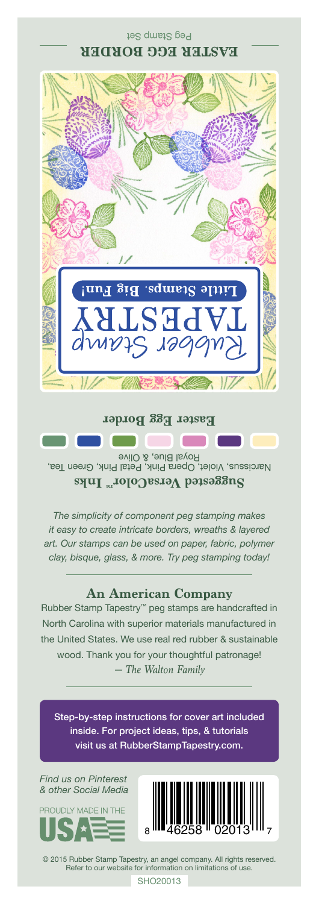# EASTER EGG BORDER

Peg Stamp Set

Rubber Stamp
TAPESTRY
Little Stamps. Big Fun!

**Easter Egg Border**

**Suggested VersaColor™ Inks**

Narcissus, Violet, Opera Pink, Petal Pink, Green Tea, Royal Blue, & Olive

*The simplicity of component peg stamping makes it easy to create intricate borders, wreaths & layered art. Our stamps can be used on paper, fabric, polymer clay, bisque, glass, & more. Try peg stamping today!*

## An American Company

Rubber Stamp Tapestry™ peg stamps are handcrafted in North Carolina with superior materials manufactured in the United States. We use real red rubber & sustainable wood. Thank you for your thoughtful patronage!
*— The Walton Family*

Step-by-step instructions for cover art included inside. For project ideas, tips, & tutorials visit us at RubberStampTapestry.com.

*Find us on Pinterest & other Social Media*

PROUDLY MADE IN THE USA

8 46258 02013 7

© 2015 Rubber Stamp Tapestry, an angel company. All rights reserved. Refer to our website for information on limitations of use.

SHO20013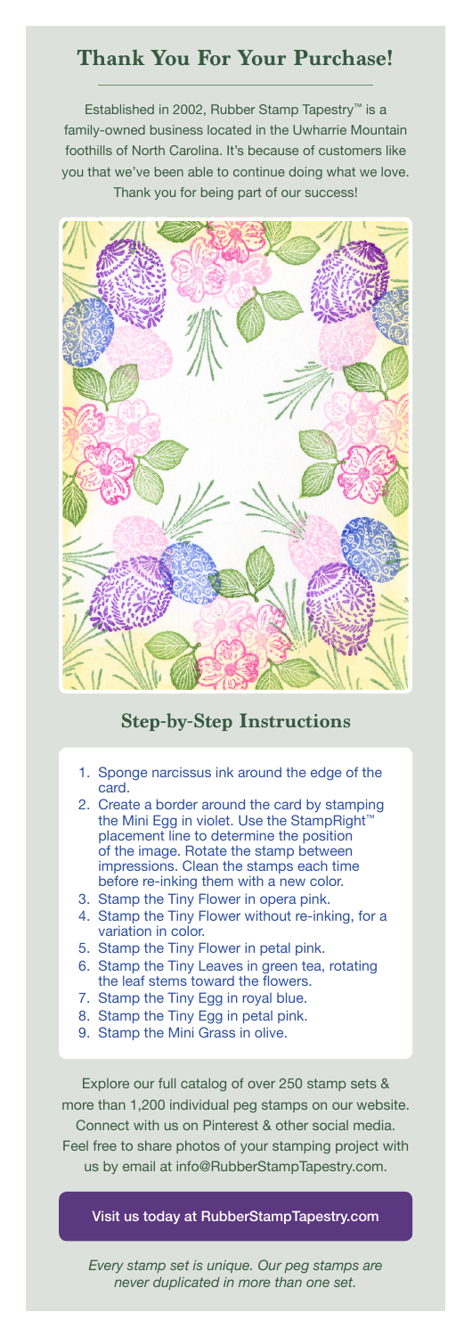## Thank You For Your Purchase!

Established in 2002, Rubber Stamp Tapestry™ is a family-owned business located in the Uwharrie Mountain foothills of North Carolina. It's because of customers like you that we've been able to continue doing what we love. Thank you for being part of our success!

## Step-by-Step Instructions

1. Sponge narcissus ink around the edge of the card.
2. Create a border around the card by stamping the Mini Egg in violet. Use the StampRight™ placement line to determine the position of the image. Rotate the stamp between impressions. Clean the stamps each time before re-inking them with a new color.
3. Stamp the Tiny Flower in opera pink.
4. Stamp the Tiny Flower without re-inking, for a variation in color.
5. Stamp the Tiny Flower in petal pink.
6. Stamp the Tiny Leaves in green tea, rotating the leaf stems toward the flowers.
7. Stamp the Tiny Egg in royal blue.
8. Stamp the Tiny Egg in petal pink.
9. Stamp the Mini Grass in olive.

Explore our full catalog of over 250 stamp sets & more than 1,200 individual peg stamps on our website. Connect with us on Pinterest & other social media. Feel free to share photos of your stamping project with us by email at info@RubberStampTapestry.com.

**Visit us today at RubberStampTapestry.com**

*Every stamp set is unique. Our peg stamps are never duplicated in more than one set.*